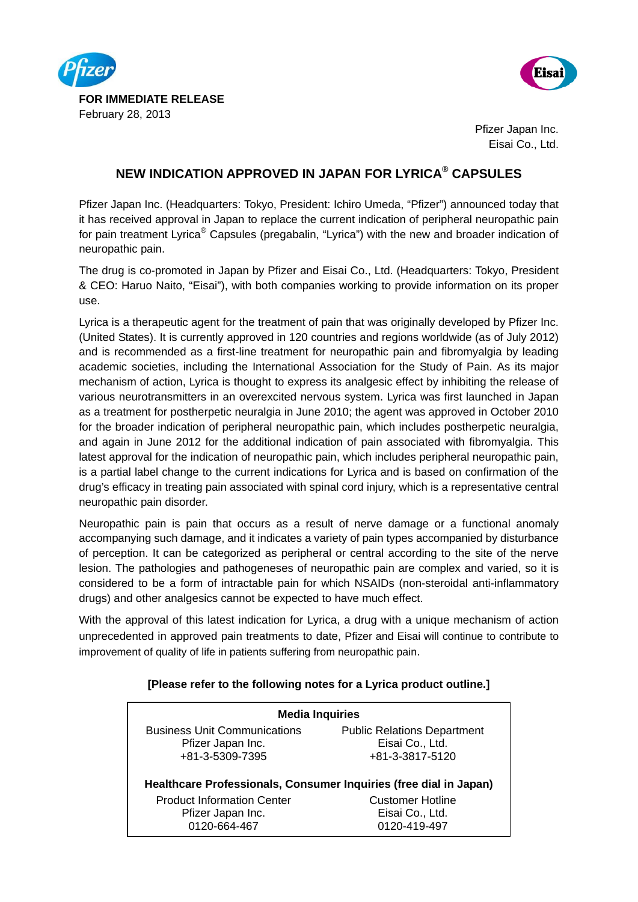**FOR IMMEDIATE RELEASE**
February 28, 2013

Pfizer Japan Inc.
Eisai Co., Ltd.

# NEW INDICATION APPROVED IN JAPAN FOR LYRICA® CAPSULES

Pfizer Japan Inc. (Headquarters: Tokyo, President: Ichiro Umeda, "Pfizer") announced today that it has received approval in Japan to replace the current indication of peripheral neuropathic pain for pain treatment Lyrica® Capsules (pregabalin, "Lyrica") with the new and broader indication of neuropathic pain.

The drug is co-promoted in Japan by Pfizer and Eisai Co., Ltd. (Headquarters: Tokyo, President & CEO: Haruo Naito, "Eisai"), with both companies working to provide information on its proper use.

Lyrica is a therapeutic agent for the treatment of pain that was originally developed by Pfizer Inc. (United States). It is currently approved in 120 countries and regions worldwide (as of July 2012) and is recommended as a first-line treatment for neuropathic pain and fibromyalgia by leading academic societies, including the International Association for the Study of Pain. As its major mechanism of action, Lyrica is thought to express its analgesic effect by inhibiting the release of various neurotransmitters in an overexcited nervous system. Lyrica was first launched in Japan as a treatment for postherpetic neuralgia in June 2010; the agent was approved in October 2010 for the broader indication of peripheral neuropathic pain, which includes postherpetic neuralgia, and again in June 2012 for the additional indication of pain associated with fibromyalgia. This latest approval for the indication of neuropathic pain, which includes peripheral neuropathic pain, is a partial label change to the current indications for Lyrica and is based on confirmation of the drug's efficacy in treating pain associated with spinal cord injury, which is a representative central neuropathic pain disorder.

Neuropathic pain is pain that occurs as a result of nerve damage or a functional anomaly accompanying such damage, and it indicates a variety of pain types accompanied by disturbance of perception. It can be categorized as peripheral or central according to the site of the nerve lesion. The pathologies and pathogeneses of neuropathic pain are complex and varied, so it is considered to be a form of intractable pain for which NSAIDs (non-steroidal anti-inflammatory drugs) and other analgesics cannot be expected to have much effect.

With the approval of this latest indication for Lyrica, a drug with a unique mechanism of action unprecedented in approved pain treatments to date, Pfizer and Eisai will continue to contribute to improvement of quality of life in patients suffering from neuropathic pain.

**[Please refer to the following notes for a Lyrica product outline.]**

| **Media Inquiries** | |
|---|---|
| Business Unit Communications<br>Pfizer Japan Inc.<br>+81-3-5309-7395 | Public Relations Department<br>Eisai Co., Ltd.<br>+81-3-3817-5120 |
| **Healthcare Professionals, Consumer Inquiries (free dial in Japan)** | |
| Product Information Center<br>Pfizer Japan Inc.<br>0120-664-467 | Customer Hotline<br>Eisai Co., Ltd.<br>0120-419-497 |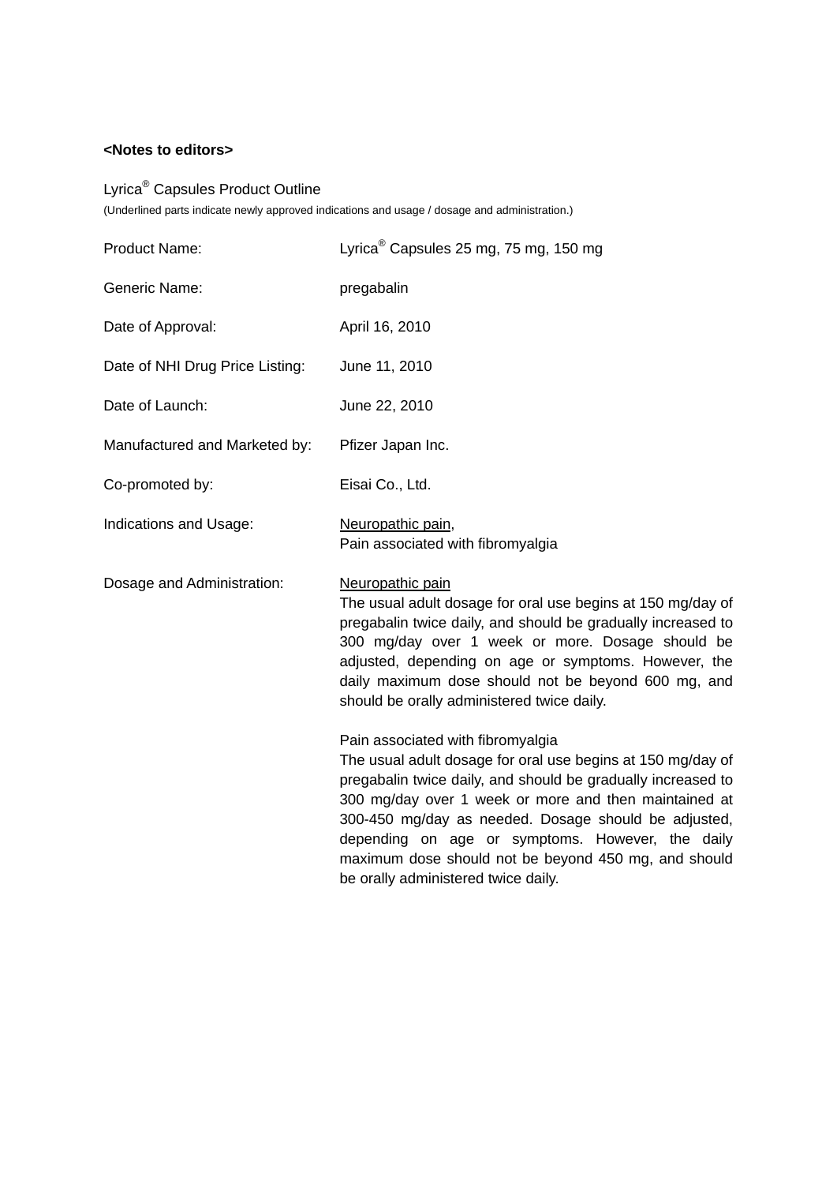**<Notes to editors>**

Lyrica® Capsules Product Outline

(Underlined parts indicate newly approved indications and usage / dosage and administration.)

| | |
|---|---|
| Product Name: | Lyrica® Capsules 25 mg, 75 mg, 150 mg |
| Generic Name: | pregabalin |
| Date of Approval: | April 16, 2010 |
| Date of NHI Drug Price Listing: | June 11, 2010 |
| Date of Launch: | June 22, 2010 |
| Manufactured and Marketed by: | Pfizer Japan Inc. |
| Co-promoted by: | Eisai Co., Ltd. |
| Indications and Usage: | <u>Neuropathic pain</u>,<br>Pain associated with fibromyalgia |
| Dosage and Administration: | <u>Neuropathic pain</u><br>The usual adult dosage for oral use begins at 150 mg/day of pregabalin twice daily, and should be gradually increased to 300 mg/day over 1 week or more. Dosage should be adjusted, depending on age or symptoms. However, the daily maximum dose should not be beyond 600 mg, and should be orally administered twice daily.<br><br>Pain associated with fibromyalgia<br>The usual adult dosage for oral use begins at 150 mg/day of pregabalin twice daily, and should be gradually increased to 300 mg/day over 1 week or more and then maintained at 300-450 mg/day as needed. Dosage should be adjusted, depending on age or symptoms. However, the daily maximum dose should not be beyond 450 mg, and should be orally administered twice daily. |